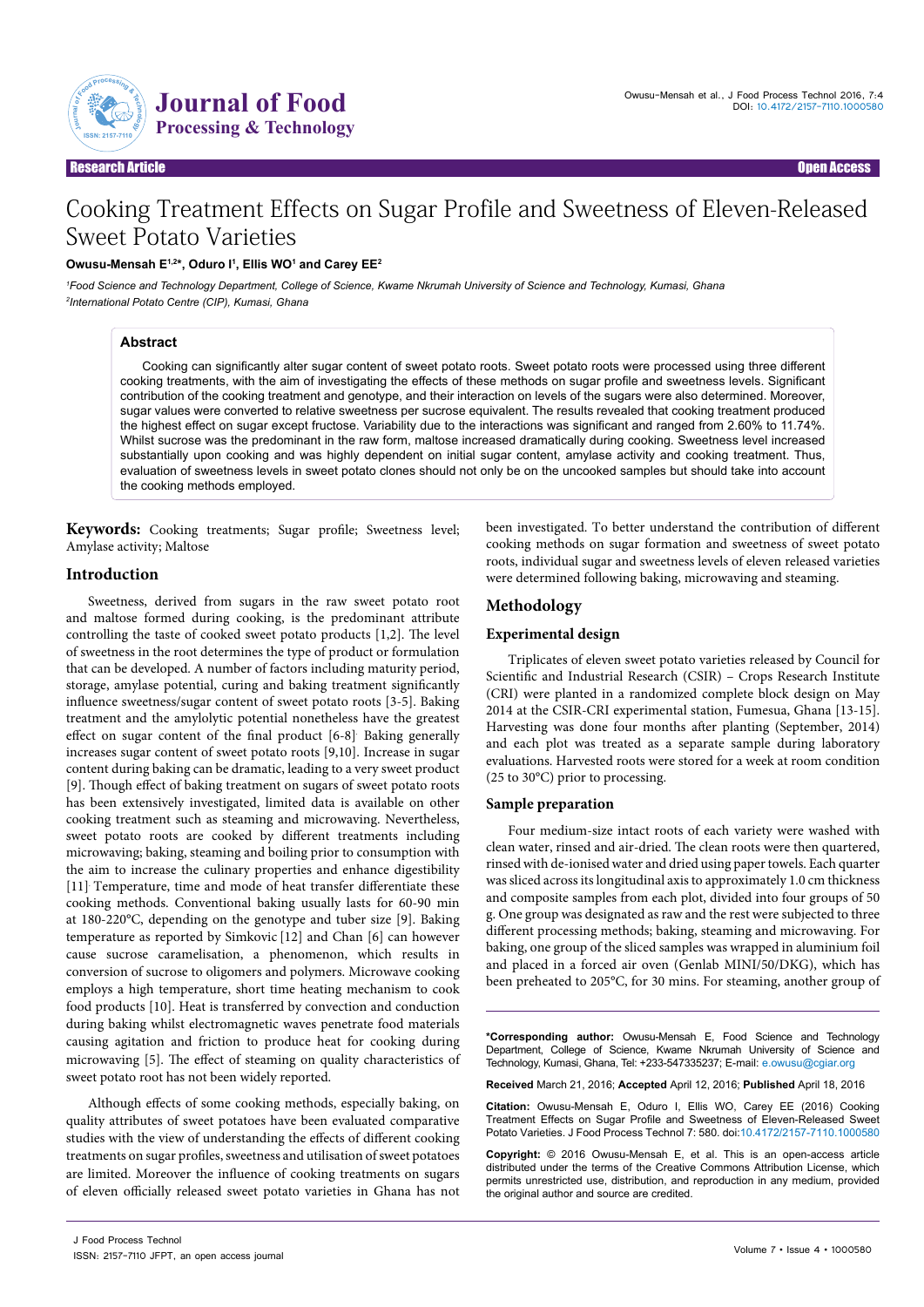Research Article | Open Access

# Cooking Treatment Effects on Sugar Profile and Sweetness of Eleven-Released Sweet Potato Varieties

**Owusu-Mensah E[1,2]*, Oduro I[1], Ellis WO[1] and Carey EE[2]**

[1]Food Science and Technology Department, College of Science, Kwame Nkrumah University of Science and Technology, Kumasi, Ghana

[2]International Potato Centre (CIP), Kumasi, Ghana

## Abstract

Cooking can significantly alter sugar content of sweet potato roots. Sweet potato roots were processed using three different cooking treatments, with the aim of investigating the effects of these methods on sugar profile and sweetness levels. Significant contribution of the cooking treatment and genotype, and their interaction on levels of the sugars were also determined. Moreover, sugar values were converted to relative sweetness per sucrose equivalent. The results revealed that cooking treatment produced the highest effect on sugar except fructose. Variability due to the interactions was significant and ranged from 2.60% to 11.74%. Whilst sucrose was the predominant in the raw form, maltose increased dramatically during cooking. Sweetness level increased substantially upon cooking and was highly dependent on initial sugar content, amylase activity and cooking treatment. Thus, evaluation of sweetness levels in sweet potato clones should not only be on the uncooked samples but should take into account the cooking methods employed.

**Keywords:** Cooking treatments; Sugar profile; Sweetness level; Amylase activity; Maltose

## Introduction

Sweetness, derived from sugars in the raw sweet potato root and maltose formed during cooking, is the predominant attribute controlling the taste of cooked sweet potato products [1,2]. The level of sweetness in the root determines the type of product or formulation that can be developed. A number of factors including maturity period, storage, amylase potential, curing and baking treatment significantly influence sweetness/sugar content of sweet potato roots [3-5]. Baking treatment and the amylolytic potential nonetheless have the greatest effect on sugar content of the final product [6-8]. Baking generally increases sugar content of sweet potato roots [9,10]. Increase in sugar content during baking can be dramatic, leading to a very sweet product [9]. Though effect of baking treatment on sugars of sweet potato roots has been extensively investigated, limited data is available on other cooking treatment such as steaming and microwaving. Nevertheless, sweet potato roots are cooked by different treatments including microwaving; baking, steaming and boiling prior to consumption with the aim to increase the culinary properties and enhance digestibility [11]. Temperature, time and mode of heat transfer differentiate these cooking methods. Conventional baking usually lasts for 60-90 min at 180-220°C, depending on the genotype and tuber size [9]. Baking temperature as reported by Simkovic [12] and Chan [6] can however cause sucrose caramelisation, a phenomenon, which results in conversion of sucrose to oligomers and polymers. Microwave cooking employs a high temperature, short time heating mechanism to cook food products [10]. Heat is transferred by convection and conduction during baking whilst electromagnetic waves penetrate food materials causing agitation and friction to produce heat for cooking during microwaving [5]. The effect of steaming on quality characteristics of sweet potato root has not been widely reported.

Although effects of some cooking methods, especially baking, on quality attributes of sweet potatoes have been evaluated comparative studies with the view of understanding the effects of different cooking treatments on sugar profiles, sweetness and utilisation of sweet potatoes are limited. Moreover the influence of cooking treatments on sugars of eleven officially released sweet potato varieties in Ghana has not been investigated. To better understand the contribution of different cooking methods on sugar formation and sweetness of sweet potato roots, individual sugar and sweetness levels of eleven released varieties were determined following baking, microwaving and steaming.

## Methodology

### Experimental design

Triplicates of eleven sweet potato varieties released by Council for Scientific and Industrial Research (CSIR) – Crops Research Institute (CRI) were planted in a randomized complete block design on May 2014 at the CSIR-CRI experimental station, Fumesua, Ghana [13-15]. Harvesting was done four months after planting (September, 2014) and each plot was treated as a separate sample during laboratory evaluations. Harvested roots were stored for a week at room condition (25 to 30°C) prior to processing.

### Sample preparation

Four medium-size intact roots of each variety were washed with clean water, rinsed and air-dried. The clean roots were then quartered, rinsed with de-ionised water and dried using paper towels. Each quarter was sliced across its longitudinal axis to approximately 1.0 cm thickness and composite samples from each plot, divided into four groups of 50 g. One group was designated as raw and the rest were subjected to three different processing methods; baking, steaming and microwaving. For baking, one group of the sliced samples was wrapped in aluminium foil and placed in a forced air oven (Genlab MINI/50/DKG), which has been preheated to 205°C, for 30 mins. For steaming, another group of

---

***Corresponding author:** Owusu-Mensah E, Food Science and Technology Department, College of Science, Kwame Nkrumah University of Science and Technology, Kumasi, Ghana, Tel: +233-547335237; E-mail: e.owusu@cgiar.org

**Received** March 21, 2016; **Accepted** April 12, 2016; **Published** April 18, 2016

**Citation:** Owusu-Mensah E, Oduro I, Ellis WO, Carey EE (2016) Cooking Treatment Effects on Sugar Profile and Sweetness of Eleven-Released Sweet Potato Varieties. J Food Process Technol 7: 580. doi:10.4172/2157-7110.1000580

**Copyright:** © 2016 Owusu-Mensah E, et al. This is an open-access article distributed under the terms of the Creative Commons Attribution License, which permits unrestricted use, distribution, and reproduction in any medium, provided the original author and source are credited.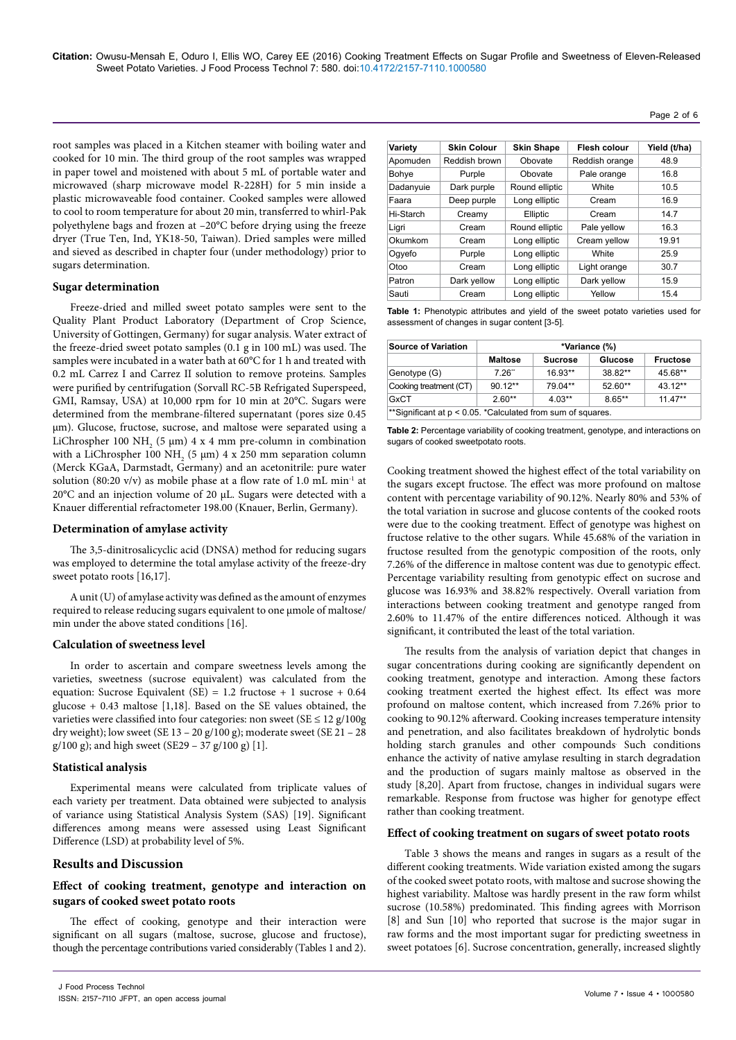root samples was placed in a Kitchen steamer with boiling water and cooked for 10 min. The third group of the root samples was wrapped in paper towel and moistened with about 5 mL of portable water and microwaved (sharp microwave model R-228H) for 5 min inside a plastic microwaveable food container. Cooked samples were allowed to cool to room temperature for about 20 min, transferred to whirl-Pak polyethylene bags and frozen at –20°C before drying using the freeze dryer (True Ten, Ind, YK18-50, Taiwan). Dried samples were milled and sieved as described in chapter four (under methodology) prior to sugars determination.

### Sugar determination

Freeze-dried and milled sweet potato samples were sent to the Quality Plant Product Laboratory (Department of Crop Science, University of Gottingen, Germany) for sugar analysis. Water extract of the freeze-dried sweet potato samples (0.1 g in 100 mL) was used. The samples were incubated in a water bath at 60°C for 1 h and treated with 0.2 mL Carrez I and Carrez II solution to remove proteins. Samples were purified by centrifugation (Sorvall RC-5B Refrigated Superspeed, GMI, Ramsay, USA) at 10,000 rpm for 10 min at 20°C. Sugars were determined from the membrane-filtered supernatant (pores size 0.45 μm). Glucose, fructose, sucrose, and maltose were separated using a LiChrospher 100 $NH_2$ (5 μm) 4 x 4 mm pre-column in combination with a LiChrospher 100 $NH_2$ (5 μm) 4 x 250 mm separation column (Merck KGaA, Darmstadt, Germany) and an acetonitrile: pure water solution (80:20 v/v) as mobile phase at a flow rate of 1.0 mL $min^{-1}$ at 20°C and an injection volume of 20 μL. Sugars were detected with a Knauer differential refractometer 198.00 (Knauer, Berlin, Germany).

### Determination of amylase activity

The 3,5-dinitrosalicyclic acid (DNSA) method for reducing sugars was employed to determine the total amylase activity of the freeze-dry sweet potato roots [16,17].

A unit (U) of amylase activity was defined as the amount of enzymes required to release reducing sugars equivalent to one μmole of maltose/min under the above stated conditions [16].

### Calculation of sweetness level

In order to ascertain and compare sweetness levels among the varieties, sweetness (sucrose equivalent) was calculated from the equation: Sucrose Equivalent (SE) = 1.2 fructose + 1 sucrose + 0.64 glucose + 0.43 maltose [1,18]. Based on the SE values obtained, the varieties were classified into four categories: non sweet (SE ≤ 12 g/100g dry weight); low sweet (SE 13 – 20 g/100 g); moderate sweet (SE 21 – 28 g/100 g); and high sweet (SE29 – 37 g/100 g) [1].

### Statistical analysis

Experimental means were calculated from triplicate values of each variety per treatment. Data obtained were subjected to analysis of variance using Statistical Analysis System (SAS) [19]. Significant differences among means were assessed using Least Significant Difference (LSD) at probability level of 5%.

## Results and Discussion

### Effect of cooking treatment, genotype and interaction on sugars of cooked sweet potato roots

The effect of cooking, genotype and their interaction were significant on all sugars (maltose, sucrose, glucose and fructose), though the percentage contributions varied considerably (Tables 1 and 2).

| Variety | Skin Colour | Skin Shape | Flesh colour | Yield (t/ha) |
|---|---|---|---|---|
| Apomuden | Reddish brown | Obovate | Reddish orange | 48.9 |
| Bohye | Purple | Obovate | Pale orange | 16.8 |
| Dadanyuie | Dark purple | Round elliptic | White | 10.5 |
| Faara | Deep purple | Long elliptic | Cream | 16.9 |
| Hi-Starch | Creamy | Elliptic | Cream | 14.7 |
| Ligri | Cream | Round elliptic | Pale yellow | 16.3 |
| Okumkom | Cream | Long elliptic | Cream yellow | 19.91 |
| Ogyefo | Purple | Long elliptic | White | 25.9 |
| Otoo | Cream | Long elliptic | Light orange | 30.7 |
| Patron | Dark yellow | Long elliptic | Dark yellow | 15.9 |
| Sauti | Cream | Long elliptic | Yellow | 15.4 |

**Table 1:** Phenotypic attributes and yield of the sweet potato varieties used for assessment of changes in sugar content [3-5].

| Source of Variation | *Variance (%) | | | |
|---|---|---|---|---|
| | Maltose | Sucrose | Glucose | Fructose |
| Genotype (G) | 7.26** | 16.93** | 38.82** | 45.68** |
| Cooking treatment (CT) | 90.12** | 79.04** | 52.60** | 43.12** |
| GxCT | 2.60** | 4.03** | 8.65** | 11.47** |

**Significant at p < 0.05. *Calculated from sum of squares.

**Table 2:** Percentage variability of cooking treatment, genotype, and interactions on sugars of cooked sweetpotato roots.

Cooking treatment showed the highest effect of the total variability on the sugars except fructose. The effect was more profound on maltose content with percentage variability of 90.12%. Nearly 80% and 53% of the total variation in sucrose and glucose contents of the cooked roots were due to the cooking treatment. Effect of genotype was highest on fructose relative to the other sugars. While 45.68% of the variation in fructose resulted from the genotypic composition of the roots, only 7.26% of the difference in maltose content was due to genotypic effect. Percentage variability resulting from genotypic effect on sucrose and glucose was 16.93% and 38.82% respectively. Overall variation from interactions between cooking treatment and genotype ranged from 2.60% to 11.47% of the entire differences noticed. Although it was significant, it contributed the least of the total variation.

The results from the analysis of variation depict that changes in sugar concentrations during cooking are significantly dependent on cooking treatment, genotype and interaction. Among these factors cooking treatment exerted the highest effect. Its effect was more profound on maltose content, which increased from 7.26% prior to cooking to 90.12% afterward. Cooking increases temperature intensity and penetration, and also facilitates breakdown of hydrolytic bonds holding starch granules and other compounds. Such conditions enhance the activity of native amylase resulting in starch degradation and the production of sugars mainly maltose as observed in the study [8,20]. Apart from fructose, changes in individual sugars were remarkable. Response from fructose was higher for genotype effect rather than cooking treatment.

### Effect of cooking treatment on sugars of sweet potato roots

Table 3 shows the means and ranges in sugars as a result of the different cooking treatments. Wide variation existed among the sugars of the cooked sweet potato roots, with maltose and sucrose showing the highest variability. Maltose was hardly present in the raw form whilst sucrose (10.58%) predominated. This finding agrees with Morrison [8] and Sun [10] who reported that sucrose is the major sugar in raw forms and the most important sugar for predicting sweetness in sweet potatoes [6]. Sucrose concentration, generally, increased slightly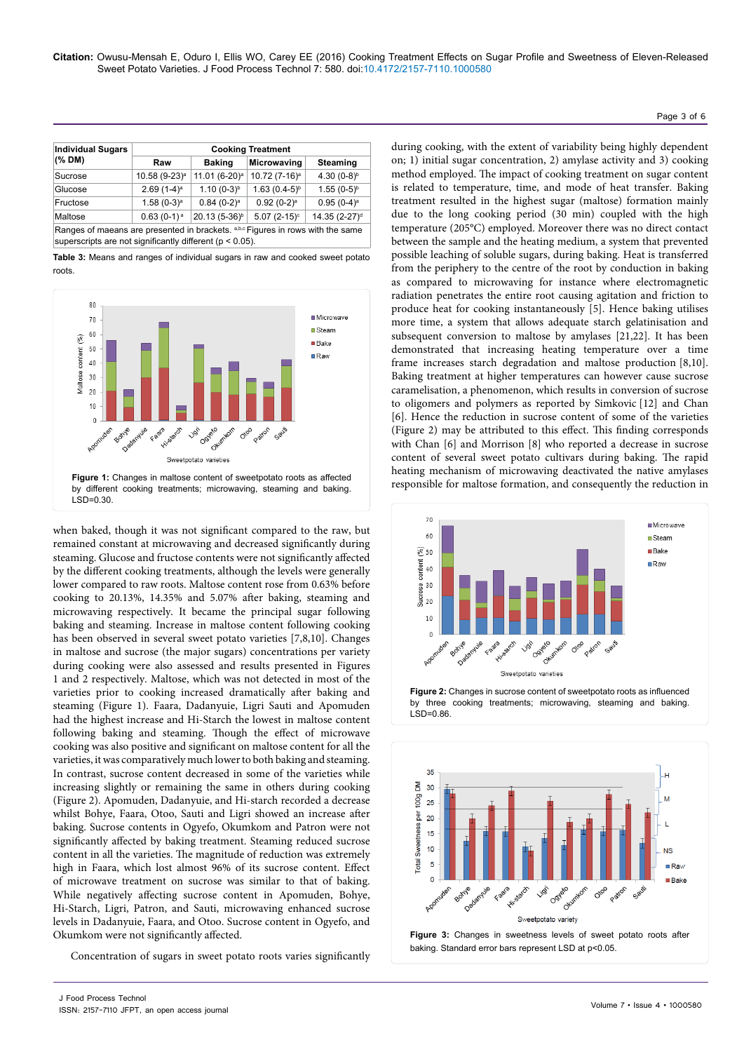| Individual Sugars (% DM) | Cooking Treatment | | | |
|---|---|---|---|---|
| | Raw | Baking | Microwaving | Steaming |
| Sucrose | 10.58 (9-23)[a] | 11.01 (6-20)[a] | 10.72 (7-16)[a] | 4.30 (0-8)[b] |
| Glucose | 2.69 (1-4)[a] | 1.10 (0-3)[b] | 1.63 (0.4-5)[b] | 1.55 (0-5)[b] |
| Fructose | 1.58 (0-3)[a] | 0.84 (0-2)[a] | 0.92 (0-2)[a] | 0.95 (0-4)[a] |
| Maltose | 0.63 (0-1)[a] | 20.13 (5-36)[b] | 5.07 (2-15)[c] | 14.35 (2-27)[d] |

Ranges of maeans are presented in brackets. [a,b,c] Figures in rows with the same superscripts are not significantly different ($p < 0.05$).

**Table 3:** Means and ranges of individual sugars in raw and cooked sweet potato roots.

**Figure 1:** Changes in maltose content of sweetpotato roots as affected by different cooking treatments; microwaving, steaming and baking. LSD=0.30.

when baked, though it was not significant compared to the raw, but remained constant at microwaving and decreased significantly during steaming. Glucose and fructose contents were not significantly affected by the different cooking treatments, although the levels were generally lower compared to raw roots. Maltose content rose from 0.63% before cooking to 20.13%, 14.35% and 5.07% after baking, steaming and microwaving respectively. It became the principal sugar following baking and steaming. Increase in maltose content following cooking has been observed in several sweet potato varieties [7,8,10]. Changes in maltose and sucrose (the major sugars) concentrations per variety during cooking were also assessed and results presented in Figures 1 and 2 respectively. Maltose, which was not detected in most of the varieties prior to cooking increased dramatically after baking and steaming (Figure 1). Faara, Dadanyuie, Ligri Sauti and Apomuden had the highest increase and Hi-Starch the lowest in maltose content following baking and steaming. Though the effect of microwave cooking was also positive and significant on maltose content for all the varieties, it was comparatively much lower to both baking and steaming. In contrast, sucrose content decreased in some of the varieties while increasing slightly or remaining the same in others during cooking (Figure 2). Apomuden, Dadanyuie, and Hi-starch recorded a decrease whilst Bohye, Faara, Otoo, Sauti and Ligri showed an increase after baking. Sucrose contents in Ogyefo, Okumkom and Patron were not significantly affected by baking treatment. Steaming reduced sucrose content in all the varieties. The magnitude of reduction was extremely high in Faara, which lost almost 96% of its sucrose content. Effect of microwave treatment on sucrose was similar to that of baking. While negatively affecting sucrose content in Apomuden, Bohye, Hi-Starch, Ligri, Patron, and Sauti, microwaving enhanced sucrose levels in Dadanyuie, Faara, and Otoo. Sucrose content in Ogyefo, and Okumkom were not significantly affected.

Concentration of sugars in sweet potato roots varies significantly during cooking, with the extent of variability being highly dependent on; 1) initial sugar concentration, 2) amylase activity and 3) cooking method employed. The impact of cooking treatment on sugar content is related to temperature, time, and mode of heat transfer. Baking treatment resulted in the highest sugar (maltose) formation mainly due to the long cooking period (30 min) coupled with the high temperature (205°C) employed. Moreover there was no direct contact between the sample and the heating medium, a system that prevented possible leaching of soluble sugars, during baking. Heat is transferred from the periphery to the centre of the root by conduction in baking as compared to microwaving for instance where electromagnetic radiation penetrates the entire root causing agitation and friction to produce heat for cooking instantaneously [5]. Hence baking utilises more time, a system that allows adequate starch gelatinisation and subsequent conversion to maltose by amylases [21,22]. It has been demonstrated that increasing heating temperature over a time frame increases starch degradation and maltose production [8,10]. Baking treatment at higher temperatures can however cause sucrose caramelisation, a phenomenon, which results in conversion of sucrose to oligomers and polymers as reported by Simkovic [12] and Chan [6]. Hence the reduction in sucrose content of some of the varieties (Figure 2) may be attributed to this effect. This finding corresponds with Chan [6] and Morrison [8] who reported a decrease in sucrose content of several sweet potato cultivars during baking. The rapid heating mechanism of microwaving deactivated the native amylases responsible for maltose formation, and consequently the reduction in

**Figure 2:** Changes in sucrose content of sweetpotato roots as influenced by three cooking treatments; microwaving, steaming and baking. LSD=0.86.

**Figure 3:** Changes in sweetness levels of sweet potato roots after baking. Standard error bars represent LSD at p<0.05.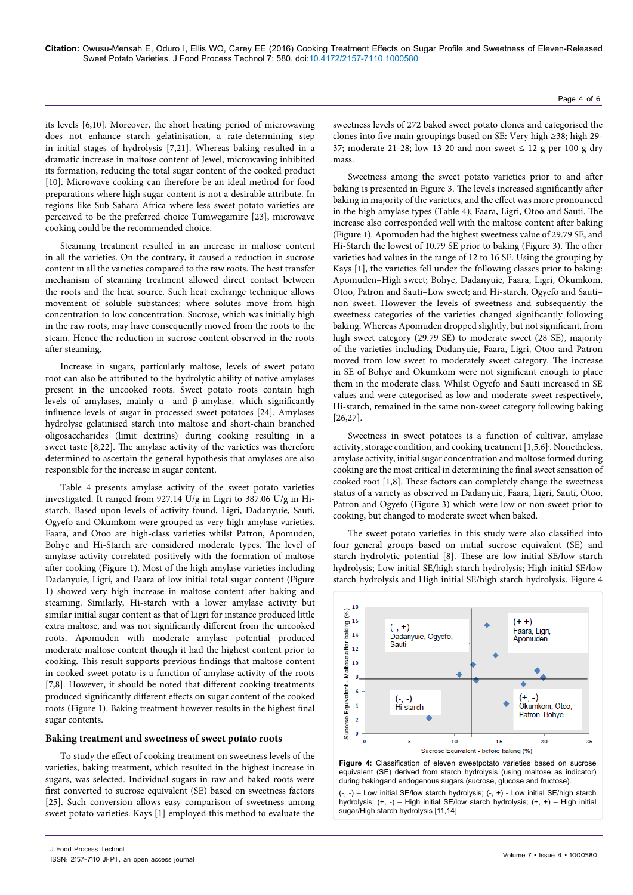its levels [6,10]. Moreover, the short heating period of microwaving does not enhance starch gelatinisation, a rate-determining step in initial stages of hydrolysis [7,21]. Whereas baking resulted in a dramatic increase in maltose content of Jewel, microwaving inhibited its formation, reducing the total sugar content of the cooked product [10]. Microwave cooking can therefore be an ideal method for food preparations where high sugar content is not a desirable attribute. In regions like Sub-Sahara Africa where less sweet potato varieties are perceived to be the preferred choice Tumwegamire [23], microwave cooking could be the recommended choice.

Steaming treatment resulted in an increase in maltose content in all the varieties. On the contrary, it caused a reduction in sucrose content in all the varieties compared to the raw roots. The heat transfer mechanism of steaming treatment allowed direct contact between the roots and the heat source. Such heat exchange technique allows movement of soluble substances; where solutes move from high concentration to low concentration. Sucrose, which was initially high in the raw roots, may have consequently moved from the roots to the steam. Hence the reduction in sucrose content observed in the roots after steaming.

Increase in sugars, particularly maltose, levels of sweet potato root can also be attributed to the hydrolytic ability of native amylases present in the uncooked roots. Sweet potato roots contain high levels of amylases, mainly α- and β-amylase, which significantly influence levels of sugar in processed sweet potatoes [24]. Amylases hydrolyse gelatinised starch into maltose and short-chain branched oligosaccharides (limit dextrins) during cooking resulting in a sweet taste [8,22]. The amylase activity of the varieties was therefore determined to ascertain the general hypothesis that amylases are also responsible for the increase in sugar content.

Table 4 presents amylase activity of the sweet potato varieties investigated. It ranged from 927.14 U/g in Ligri to 387.06 U/g in Hi-starch. Based upon levels of activity found, Ligri, Dadanyuie, Sauti, Ogyefo and Okumkom were grouped as very high amylase varieties. Faara, and Otoo are high-class varieties whilst Patron, Apomuden, Bohye and Hi-Starch are considered moderate types. The level of amylase activity correlated positively with the formation of maltose after cooking (Figure 1). Most of the high amylase varieties including Dadanyuie, Ligri, and Faara of low initial total sugar content (Figure 1) showed very high increase in maltose content after baking and steaming. Similarly, Hi-starch with a lower amylase activity but similar initial sugar content as that of Ligri for instance produced little extra maltose, and was not significantly different from the uncooked roots. Apomuden with moderate amylase potential produced moderate maltose content though it had the highest content prior to cooking. This result supports previous findings that maltose content in cooked sweet potato is a function of amylase activity of the roots [7,8]. However, it should be noted that different cooking treatments produced significantly different effects on sugar content of the cooked roots (Figure 1). Baking treatment however results in the highest final sugar contents.

## Baking treatment and sweetness of sweet potato roots

To study the effect of cooking treatment on sweetness levels of the varieties, baking treatment, which resulted in the highest increase in sugars, was selected. Individual sugars in raw and baked roots were first converted to sucrose equivalent (SE) based on sweetness factors [25]. Such conversion allows easy comparison of sweetness among sweet potato varieties. Kays [1] employed this method to evaluate the sweetness levels of 272 baked sweet potato clones and categorised the clones into five main groupings based on SE: Very high ≥38; high 29-37; moderate 21-28; low 13-20 and non-sweet ≤ 12 g per 100 g dry mass.

Sweetness among the sweet potato varieties prior to and after baking is presented in Figure 3. The levels increased significantly after baking in majority of the varieties, and the effect was more pronounced in the high amylase types (Table 4); Faara, Ligri, Otoo and Sauti. The increase also corresponded well with the maltose content after baking (Figure 1). Apomuden had the highest sweetness value of 29.79 SE, and Hi-Starch the lowest of 10.79 SE prior to baking (Figure 3). The other varieties had values in the range of 12 to 16 SE. Using the grouping by Kays [1], the varieties fell under the following classes prior to baking: Apomuden–High sweet; Bohye, Dadanyuie, Faara, Ligri, Okumkom, Otoo, Patron and Sauti–Low sweet; and Hi-starch, Ogyefo and Sauti–non sweet. However the levels of sweetness and subsequently the sweetness categories of the varieties changed significantly following baking. Whereas Apomuden dropped slightly, but not significant, from high sweet category (29.79 SE) to moderate sweet (28 SE), majority of the varieties including Dadanyuie, Faara, Ligri, Otoo and Patron moved from low sweet to moderately sweet category. The increase in SE of Bohye and Okumkom were not significant enough to place them in the moderate class. Whilst Ogyefo and Sauti increased in SE values and were categorised as low and moderate sweet respectively, Hi-starch, remained in the same non-sweet category following baking [26,27].

Sweetness in sweet potatoes is a function of cultivar, amylase activity, storage condition, and cooking treatment [1,5,6]. Nonetheless, amylase activity, initial sugar concentration and maltose formed during cooking are the most critical in determining the final sweet sensation of cooked root [1,8]. These factors can completely change the sweetness status of a variety as observed in Dadanyuie, Faara, Ligri, Sauti, Otoo, Patron and Ogyefo (Figure 3) which were low or non-sweet prior to cooking, but changed to moderate sweet when baked.

The sweet potato varieties in this study were also classified into four general groups based on initial sucrose equivalent (SE) and starch hydrolytic potential [8]. These are low initial SE/low starch hydrolysis; Low initial SE/high starch hydrolysis; High initial SE/low starch hydrolysis and High initial SE/high starch hydrolysis. Figure 4

**Figure 4:** Classification of eleven sweetpotato varieties based on sucrose equivalent (SE) derived from starch hydrolysis (using maltose as indicator) during bakingand endogenous sugars (sucrose, glucose and fructose).

(-, -) – Low initial SE/low starch hydrolysis; (-, +) - Low initial SE/high starch hydrolysis; (+, -) – High initial SE/low starch hydrolysis; (+, +) – High initial sugar/High starch hydrolysis [11,14].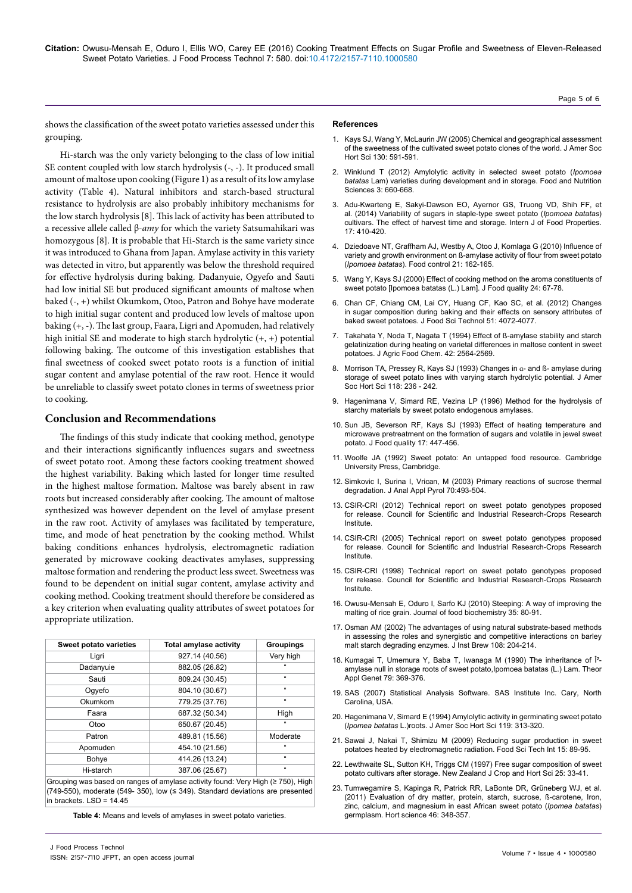shows the classification of the sweet potato varieties assessed under this grouping.

Hi-starch was the only variety belonging to the class of low initial SE content coupled with low starch hydrolysis (-, -). It produced small amount of maltose upon cooking (Figure 1) as a result of its low amylase activity (Table 4). Natural inhibitors and starch-based structural resistance to hydrolysis are also probably inhibitory mechanisms for the low starch hydrolysis [8]. This lack of activity has been attributed to a recessive allele called β-*amy* for which the variety Satsumahikari was homozygous [8]. It is probable that Hi-Starch is the same variety since it was introduced to Ghana from Japan. Amylase activity in this variety was detected in vitro, but apparently was below the threshold required for effective hydrolysis during baking. Dadanyuie, Ogyefo and Sauti had low initial SE but produced significant amounts of maltose when baked (-, +) whilst Okumkom, Otoo, Patron and Bohye have moderate to high initial sugar content and produced low levels of maltose upon baking (+, -). The last group, Faara, Ligri and Apomuden, had relatively high initial SE and moderate to high starch hydrolytic (+, +) potential following baking. The outcome of this investigation establishes that final sweetness of cooked sweet potato roots is a function of initial sugar content and amylase potential of the raw root. Hence it would be unreliable to classify sweet potato clones in terms of sweetness prior to cooking.

## Conclusion and Recommendations

The findings of this study indicate that cooking method, genotype and their interactions significantly influences sugars and sweetness of sweet potato root. Among these factors cooking treatment showed the highest variability. Baking which lasted for longer time resulted in the highest maltose formation. Maltose was barely absent in raw roots but increased considerably after cooking. The amount of maltose synthesized was however dependent on the level of amylase present in the raw root. Activity of amylases was facilitated by temperature, time, and mode of heat penetration by the cooking method. Whilst baking conditions enhances hydrolysis, electromagnetic radiation generated by microwave cooking deactivates amylases, suppressing maltose formation and rendering the product less sweet. Sweetness was found to be dependent on initial sugar content, amylase activity and cooking method. Cooking treatment should therefore be considered as a key criterion when evaluating quality attributes of sweet potatoes for appropriate utilization.

| Sweet potato varieties | Total amylase activity | Groupings |
|---|---|---|
| Ligri | 927.14 (40.56) | Very high |
| Dadanyuie | 882.05 (26.82) | " |
| Sauti | 809.24 (30.45) | " |
| Ogyefo | 804.10 (30.67) | " |
| Okumkom | 779.25 (37.76) | " |
| Faara | 687.32 (50.34) | High |
| Otoo | 650.67 (20.45) | " |
| Patron | 489.81 (15.56) | Moderate |
| Apomuden | 454.10 (21.56) | " |
| Bohye | 414.26 (13.24) | " |
| Hi-starch | 387.06 (25.67) | " |

Grouping was based on ranges of amylase activity found: Very High (≥ 750), High (749-550), moderate (549- 350), low (≤ 349). Standard deviations are presented in brackets. LSD = 14.45

**Table 4:** Means and levels of amylases in sweet potato varieties.

### References

1. Kays SJ, Wang Y, McLaurin JW (2005) Chemical and geographical assessment of the sweetness of the cultivated sweet potato clones of the world. J Amer Soc Hort Sci 130: 591-591.
2. Winklund T (2012) Amylolytic activity in selected sweet potato (*Ipomoea batatas* Lam) varieties during development and in storage. Food and Nutrition Sciences 3: 660-668.
3. Adu-Kwarteng E, Sakyi-Dawson EO, Ayernor GS, Truong VD, Shih FF, et al. (2014) Variability of sugars in staple-type sweet potato (*Ipomoea batatas*) cultivars. The effect of harvest time and storage. Intern J of Food Properties. 17: 410-420.
4. Dziedoave NT, Graffham AJ, Westby A, Otoo J, Komlaga G (2010) Influence of variety and growth environment on ß-amylase activity of flour from sweet potato (*Ipomoea batatas*). Food control 21: 162-165.
5. Wang Y, Kays SJ (2000) Effect of cooking method on the aroma constituents of sweet potato [Ipomoea batatas (L.) Lam]. J Food quality 24: 67-78.
6. Chan CF, Chiang CM, Lai CY, Huang CF, Kao SC, et al. (2012) Changes in sugar composition during baking and their effects on sensory attributes of baked sweet potatoes. J Food Sci Technol 51: 4072-4077.
7. Takahata Y, Noda T, Nagata T (1994) Effect of ß-amylase stability and starch gelatinization during heating on varietal differences in maltose content in sweet potatoes. J Agric Food Chem. 42: 2564-2569.
8. Morrison TA, Pressey R, Kays SJ (1993) Changes in α- and ß- amylase during storage of sweet potato lines with varying starch hydrolytic potential. J Amer Soc Hort Sci 118: 236 - 242.
9. Hagenimana V, Simard RE, Vezina LP (1996) Method for the hydrolysis of starchy materials by sweet potato endogenous amylases.
10. Sun JB, Severson RF, Kays SJ (1993) Effect of heating temperature and microwave pretreatment on the formation of sugars and volatile in jewel sweet potato. J Food quality 17: 447-456.
11. Woolfe JA (1992) Sweet potato: An untapped food resource. Cambridge University Press, Cambridge.
12. Simkovic I, Surina I, Vrican, M (2003) Primary reactions of sucrose thermal degradation. J Anal Appl Pyrol 70:493-504.
13. CSIR-CRI (2012) Technical report on sweet potato genotypes proposed for release. Council for Scientific and Industrial Research-Crops Research Institute.
14. CSIR-CRI (2005) Technical report on sweet potato genotypes proposed for release. Council for Scientific and Industrial Research-Crops Research Institute.
15. CSIR-CRI (1998) Technical report on sweet potato genotypes proposed for release. Council for Scientific and Industrial Research-Crops Research Institute.
16. Owusu-Mensah E, Oduro I, Sarfo KJ (2010) Steeping: A way of improving the malting of rice grain. Journal of food biochemistry 35: 80-91.
17. Osman AM (2002) The advantages of using natural substrate-based methods in assessing the roles and synergistic and competitive interactions on barley malt starch degrading enzymes. J Inst Brew 108: 204-214.
18. Kumagai T, Umemura Y, Baba T, Iwanaga M (1990) The inheritance of Î²-amylase null in storage roots of sweet potato,Ipomoea batatas (L.) Lam. Theor Appl Genet 79: 369-376.
19. SAS (2007) Statistical Analysis Software. SAS Institute Inc. Cary, North Carolina, USA.
20. Hagenimana V, Simard E (1994) Amylolytic activity in germinating sweet potato (*Ipomea batatas* L.)roots. J Amer Soc Hort Sci 119: 313-320.
21. Sawai J, Nakai T, Shimizu M (2009) Reducing sugar production in sweet potatoes heated by electromagnetic radiation. Food Sci Tech Int 15: 89-95.
22. Lewthwaite SL, Sutton KH, Triggs CM (1997) Free sugar composition of sweet potato cultivars after storage. New Zealand J Crop and Hort Sci 25: 33-41.
23. Tumwegamire S, Kapinga R, Patrick RR, LaBonte DR, Grüneberg WJ, et al. (2011) Evaluation of dry matter, protein, starch, sucrose, ß-carotene, Iron, zinc, calcium, and magnesium in east African sweet potato (*Ipomoea batatas*) germplasm. Hort science 46: 348-357.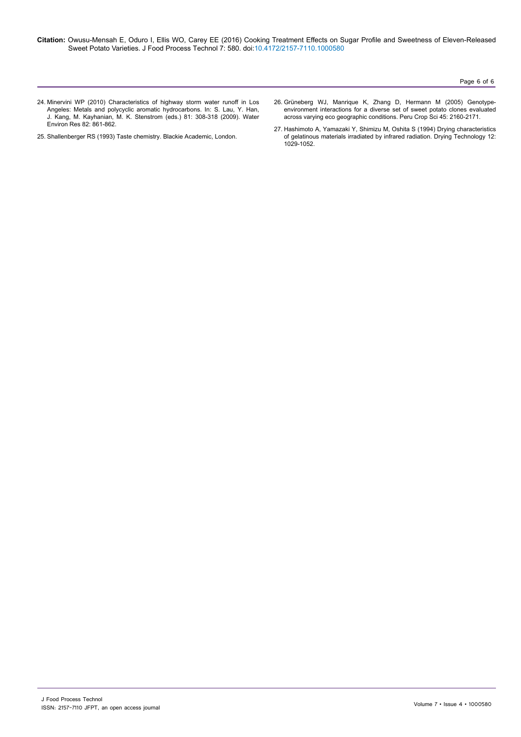24. Minervini WP (2010) Characteristics of highway storm water runoff in Los Angeles: Metals and polycyclic aromatic hydrocarbons. In: S. Lau, Y. Han, J. Kang, M. Kayhanian, M. K. Stenstrom (eds.) 81: 308-318 (2009). Water Environ Res 82: 861-862.

25. Shallenberger RS (1993) Taste chemistry. Blackie Academic, London.

26. Grüneberg WJ, Manrique K, Zhang D, Hermann M (2005) Genotype-environment interactions for a diverse set of sweet potato clones evaluated across varying eco geographic conditions. Peru Crop Sci 45: 2160-2171.

27. Hashimoto A, Yamazaki Y, Shimizu M, Oshita S (1994) Drying characteristics of gelatinous materials irradiated by infrared radiation. Drying Technology 12: 1029-1052.